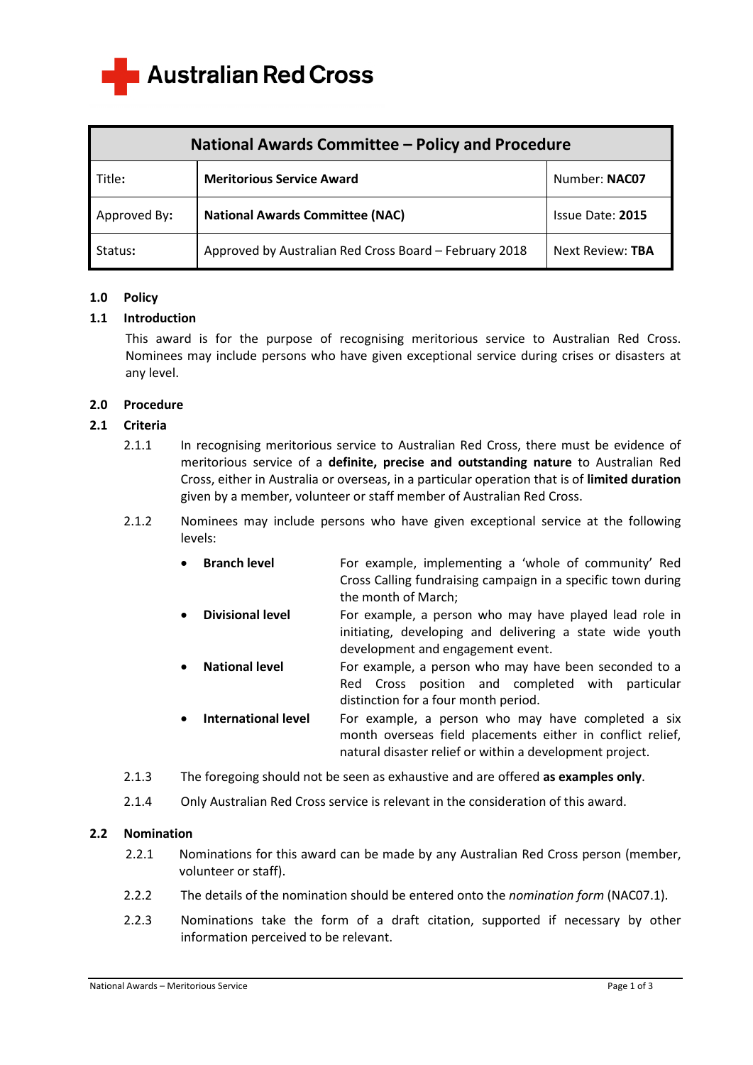Australian Red Cross

| National Awards Committee – Policy and Procedure | | |
|---|---|---|
| Title: | **Meritorious Service Award** | Number: **NAC07** |
| Approved By: | **National Awards Committee (NAC)** | Issue Date: **2015** |
| Status: | Approved by Australian Red Cross Board – February 2018 | Next Review: **TBA** |

## 1.0 Policy

### 1.1 Introduction

This award is for the purpose of recognising meritorious service to Australian Red Cross. Nominees may include persons who have given exceptional service during crises or disasters at any level.

## 2.0 Procedure

### 2.1 Criteria

2.1.1 In recognising meritorious service to Australian Red Cross, there must be evidence of meritorious service of a **definite, precise and outstanding nature** to Australian Red Cross, either in Australia or overseas, in a particular operation that is of **limited duration** given by a member, volunteer or staff member of Australian Red Cross.

2.1.2 Nominees may include persons who have given exceptional service at the following levels:

- **Branch level** – For example, implementing a 'whole of community' Red Cross Calling fundraising campaign in a specific town during the month of March;
- **Divisional level** – For example, a person who may have played lead role in initiating, developing and delivering a state wide youth development and engagement event.
- **National level** – For example, a person who may have been seconded to a Red Cross position and completed with particular distinction for a four month period.
- **International level** – For example, a person who may have completed a six month overseas field placements either in conflict relief, natural disaster relief or within a development project.

2.1.3 The foregoing should not be seen as exhaustive and are offered **as examples only**.

2.1.4 Only Australian Red Cross service is relevant in the consideration of this award.

### 2.2 Nomination

2.2.1 Nominations for this award can be made by any Australian Red Cross person (member, volunteer or staff).

2.2.2 The details of the nomination should be entered onto the *nomination form* (NAC07.1).

2.2.3 Nominations take the form of a draft citation, supported if necessary by other information perceived to be relevant.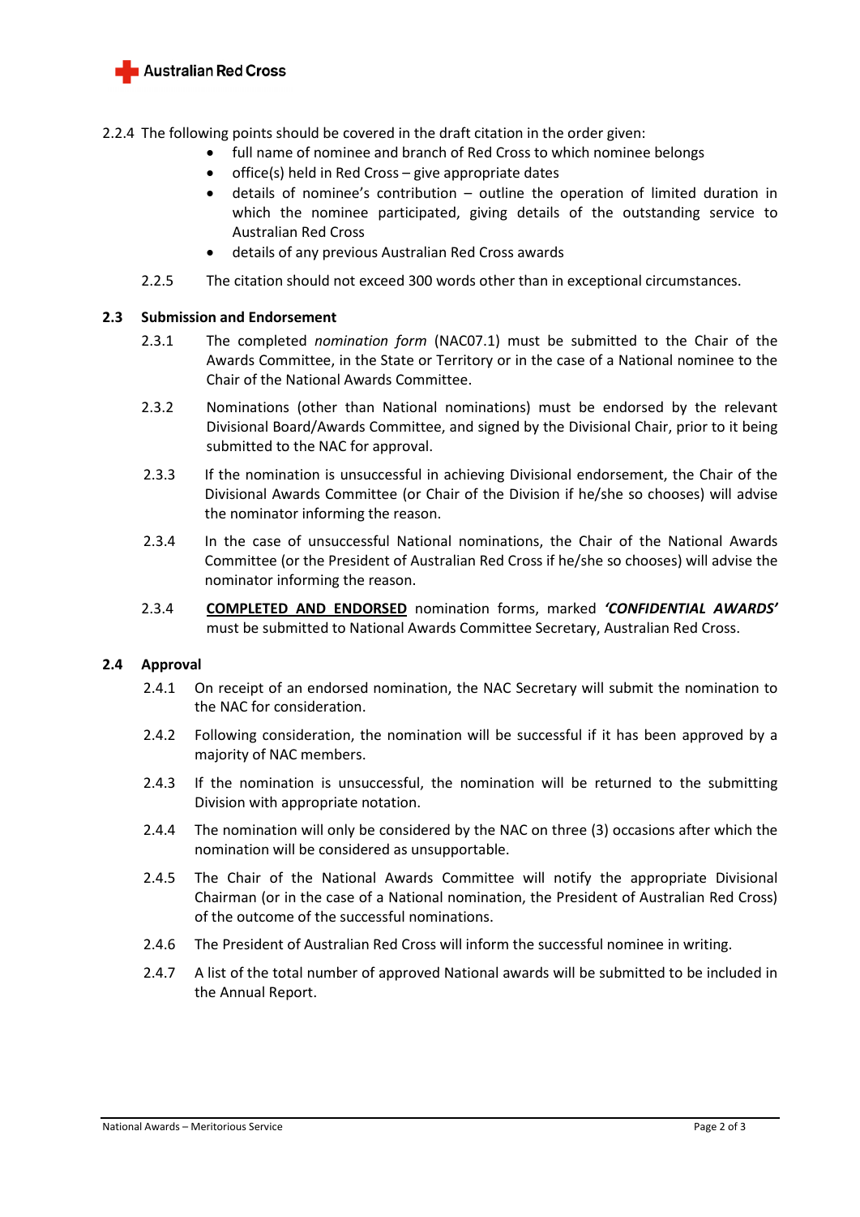2.2.4 The following points should be covered in the draft citation in the order given:

- full name of nominee and branch of Red Cross to which nominee belongs
- office(s) held in Red Cross – give appropriate dates
- details of nominee's contribution – outline the operation of limited duration in which the nominee participated, giving details of the outstanding service to Australian Red Cross
- details of any previous Australian Red Cross awards

2.2.5 The citation should not exceed 300 words other than in exceptional circumstances.

### 2.3 Submission and Endorsement

2.3.1 The completed *nomination form* (NAC07.1) must be submitted to the Chair of the Awards Committee, in the State or Territory or in the case of a National nominee to the Chair of the National Awards Committee.

2.3.2 Nominations (other than National nominations) must be endorsed by the relevant Divisional Board/Awards Committee, and signed by the Divisional Chair, prior to it being submitted to the NAC for approval.

2.3.3 If the nomination is unsuccessful in achieving Divisional endorsement, the Chair of the Divisional Awards Committee (or Chair of the Division if he/she so chooses) will advise the nominator informing the reason.

2.3.4 In the case of unsuccessful National nominations, the Chair of the National Awards Committee (or the President of Australian Red Cross if he/she so chooses) will advise the nominator informing the reason.

2.3.4 <u>**COMPLETED AND ENDORSED**</u> nomination forms, marked ***'CONFIDENTIAL AWARDS'*** must be submitted to National Awards Committee Secretary, Australian Red Cross.

### 2.4 Approval

2.4.1 On receipt of an endorsed nomination, the NAC Secretary will submit the nomination to the NAC for consideration.

2.4.2 Following consideration, the nomination will be successful if it has been approved by a majority of NAC members.

2.4.3 If the nomination is unsuccessful, the nomination will be returned to the submitting Division with appropriate notation.

2.4.4 The nomination will only be considered by the NAC on three (3) occasions after which the nomination will be considered as unsupportable.

2.4.5 The Chair of the National Awards Committee will notify the appropriate Divisional Chairman (or in the case of a National nomination, the President of Australian Red Cross) of the outcome of the successful nominations.

2.4.6 The President of Australian Red Cross will inform the successful nominee in writing.

2.4.7 A list of the total number of approved National awards will be submitted to be included in the Annual Report.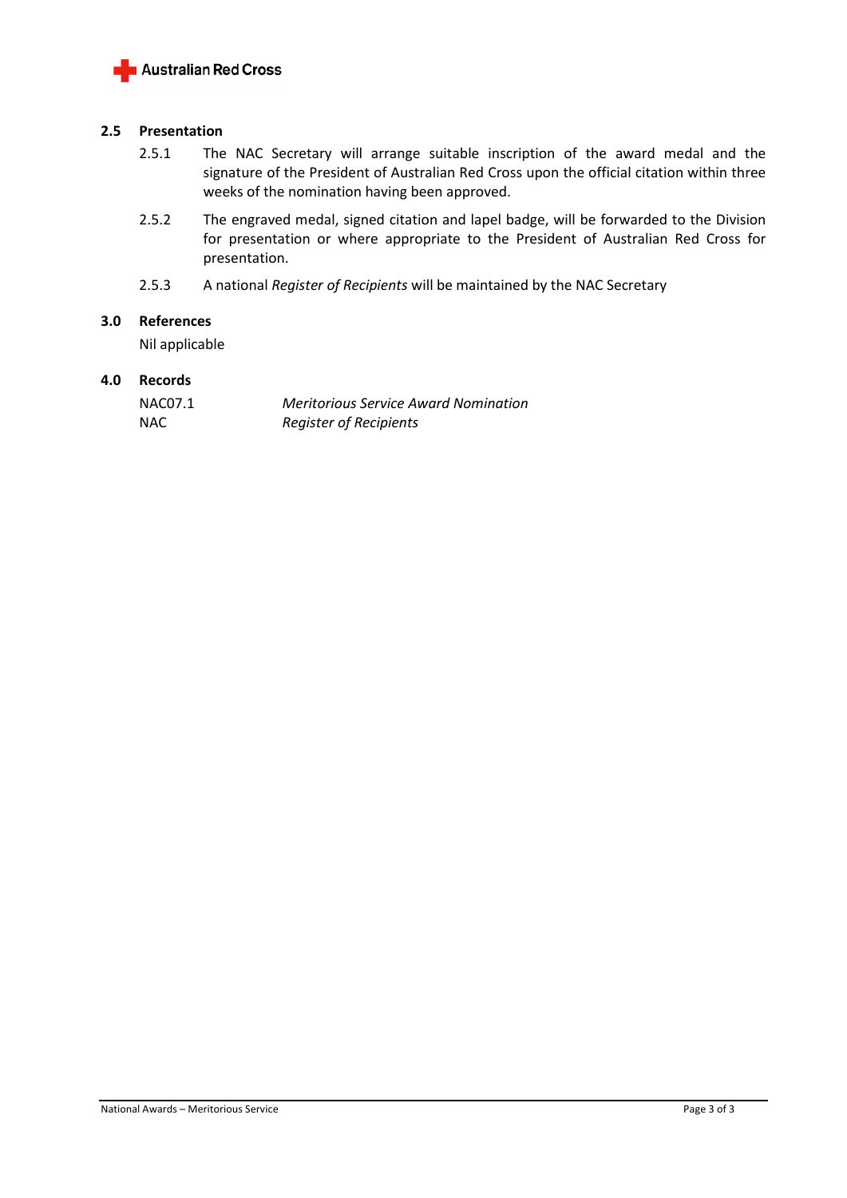## 2.5 Presentation

2.5.1 The NAC Secretary will arrange suitable inscription of the award medal and the signature of the President of Australian Red Cross upon the official citation within three weeks of the nomination having been approved.

2.5.2 The engraved medal, signed citation and lapel badge, will be forwarded to the Division for presentation or where appropriate to the President of Australian Red Cross for presentation.

2.5.3 A national *Register of Recipients* will be maintained by the NAC Secretary

## 3.0 References

Nil applicable

## 4.0 Records

| | |
|---|---|
| NAC07.1 | *Meritorious Service Award Nomination* |
| NAC | *Register of Recipients* |